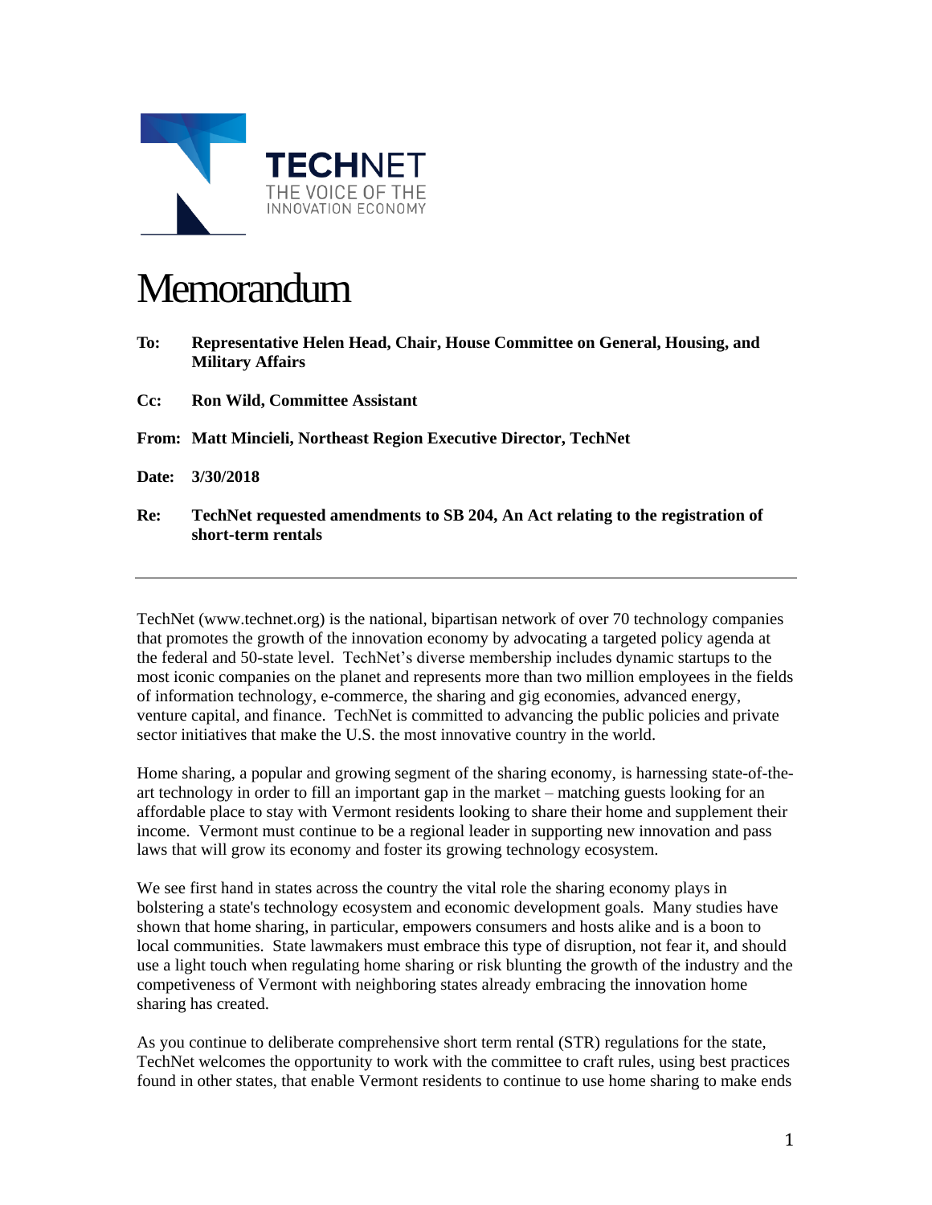TECHNET
THE VOICE OF THE INNOVATION ECONOMY

# Memorandum

**To:** **Representative Helen Head, Chair, House Committee on General, Housing, and Military Affairs**

**Cc:** **Ron Wild, Committee Assistant**

**From:** **Matt Mincieli, Northeast Region Executive Director, TechNet**

**Date:** **3/30/2018**

**Re:** **TechNet requested amendments to SB 204, An Act relating to the registration of short-term rentals**

---

TechNet (www.technet.org) is the national, bipartisan network of over 70 technology companies that promotes the growth of the innovation economy by advocating a targeted policy agenda at the federal and 50-state level. TechNet's diverse membership includes dynamic startups to the most iconic companies on the planet and represents more than two million employees in the fields of information technology, e-commerce, the sharing and gig economies, advanced energy, venture capital, and finance. TechNet is committed to advancing the public policies and private sector initiatives that make the U.S. the most innovative country in the world.

Home sharing, a popular and growing segment of the sharing economy, is harnessing state-of-the-art technology in order to fill an important gap in the market – matching guests looking for an affordable place to stay with Vermont residents looking to share their home and supplement their income. Vermont must continue to be a regional leader in supporting new innovation and pass laws that will grow its economy and foster its growing technology ecosystem.

We see first hand in states across the country the vital role the sharing economy plays in bolstering a state's technology ecosystem and economic development goals. Many studies have shown that home sharing, in particular, empowers consumers and hosts alike and is a boon to local communities. State lawmakers must embrace this type of disruption, not fear it, and should use a light touch when regulating home sharing or risk blunting the growth of the industry and the competiveness of Vermont with neighboring states already embracing the innovation home sharing has created.

As you continue to deliberate comprehensive short term rental (STR) regulations for the state, TechNet welcomes the opportunity to work with the committee to craft rules, using best practices found in other states, that enable Vermont residents to continue to use home sharing to make ends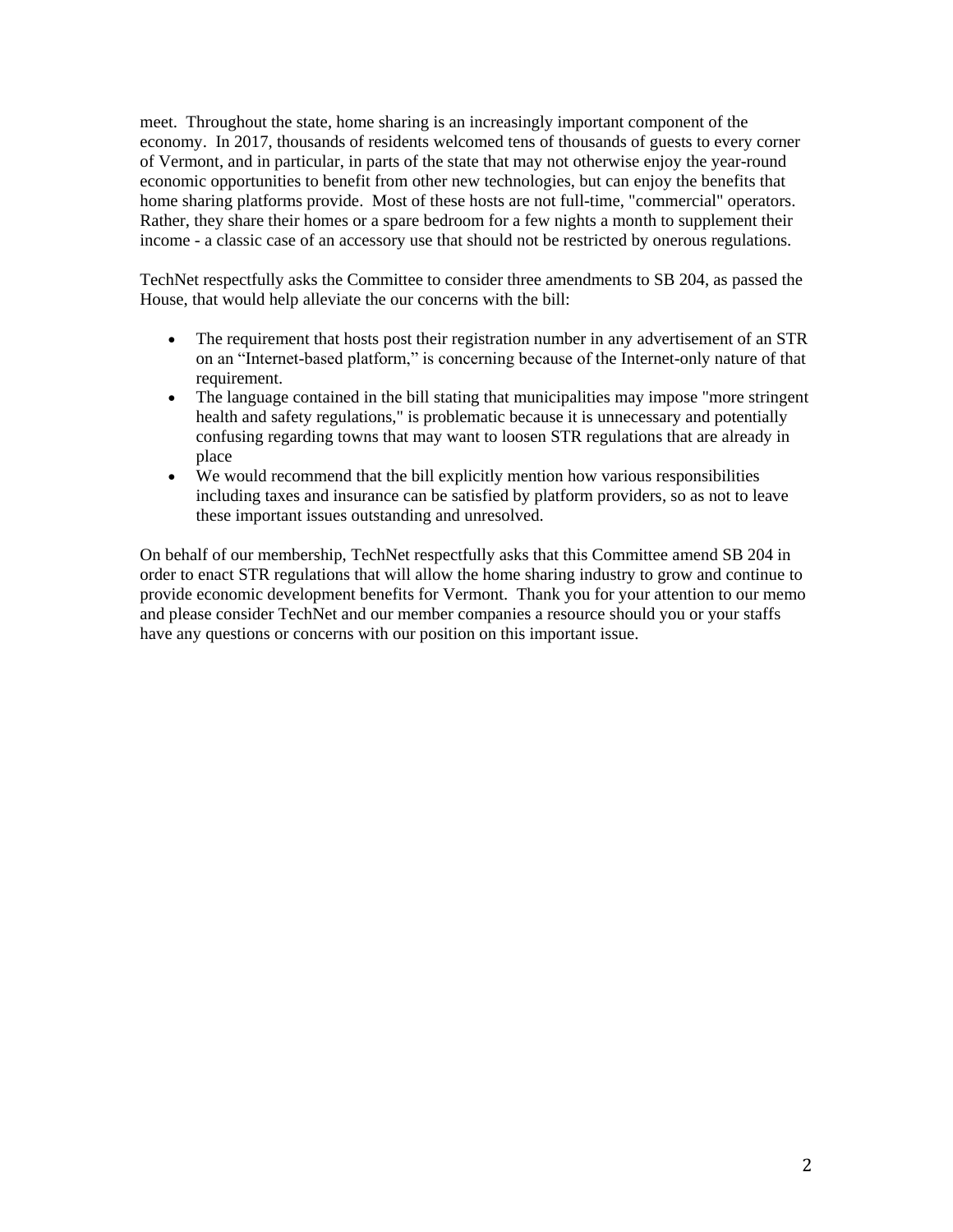meet. Throughout the state, home sharing is an increasingly important component of the economy. In 2017, thousands of residents welcomed tens of thousands of guests to every corner of Vermont, and in particular, in parts of the state that may not otherwise enjoy the year-round economic opportunities to benefit from other new technologies, but can enjoy the benefits that home sharing platforms provide. Most of these hosts are not full-time, "commercial" operators. Rather, they share their homes or a spare bedroom for a few nights a month to supplement their income - a classic case of an accessory use that should not be restricted by onerous regulations.

TechNet respectfully asks the Committee to consider three amendments to SB 204, as passed the House, that would help alleviate the our concerns with the bill:

- The requirement that hosts post their registration number in any advertisement of an STR on an "Internet-based platform," is concerning because of the Internet-only nature of that requirement.
- The language contained in the bill stating that municipalities may impose "more stringent health and safety regulations," is problematic because it is unnecessary and potentially confusing regarding towns that may want to loosen STR regulations that are already in place
- We would recommend that the bill explicitly mention how various responsibilities including taxes and insurance can be satisfied by platform providers, so as not to leave these important issues outstanding and unresolved.

On behalf of our membership, TechNet respectfully asks that this Committee amend SB 204 in order to enact STR regulations that will allow the home sharing industry to grow and continue to provide economic development benefits for Vermont. Thank you for your attention to our memo and please consider TechNet and our member companies a resource should you or your staffs have any questions or concerns with our position on this important issue.